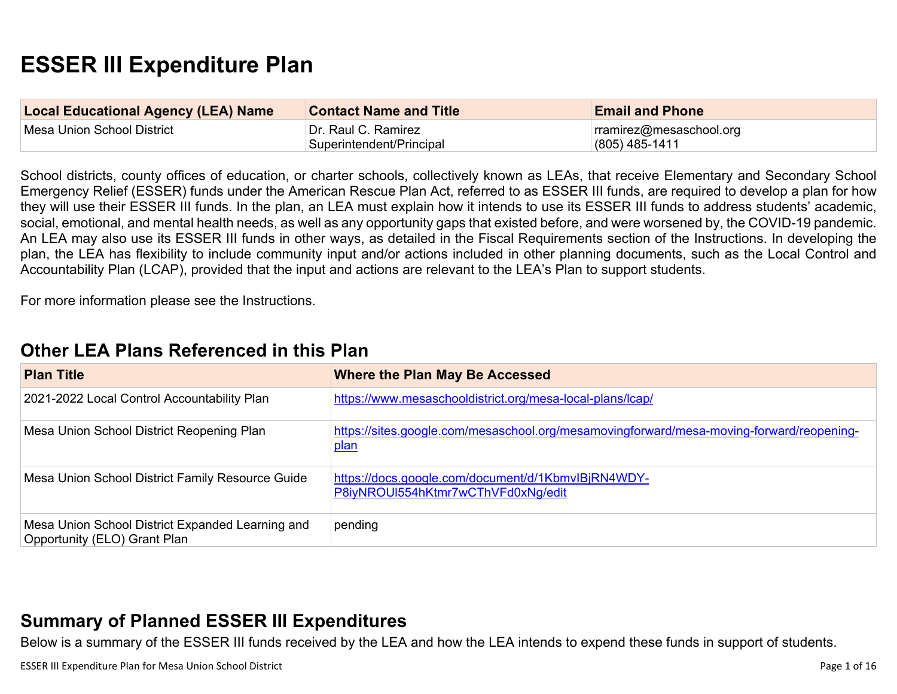# ESSER III Expenditure Plan

| Local Educational Agency (LEA) Name | Contact Name and Title | Email and Phone |
|---|---|---|
| Mesa Union School District | Dr. Raul C. Ramirez<br>Superintendent/Principal | rramirez@mesaschool.org<br>(805) 485-1411 |

School districts, county offices of education, or charter schools, collectively known as LEAs, that receive Elementary and Secondary School Emergency Relief (ESSER) funds under the American Rescue Plan Act, referred to as ESSER III funds, are required to develop a plan for how they will use their ESSER III funds. In the plan, an LEA must explain how it intends to use its ESSER III funds to address students' academic, social, emotional, and mental health needs, as well as any opportunity gaps that existed before, and were worsened by, the COVID-19 pandemic. An LEA may also use its ESSER III funds in other ways, as detailed in the Fiscal Requirements section of the Instructions. In developing the plan, the LEA has flexibility to include community input and/or actions included in other planning documents, such as the Local Control and Accountability Plan (LCAP), provided that the input and actions are relevant to the LEA's Plan to support students.

For more information please see the Instructions.

## Other LEA Plans Referenced in this Plan

| Plan Title | Where the Plan May Be Accessed |
|---|---|
| 2021-2022 Local Control Accountability Plan | https://www.mesaschooldistrict.org/mesa-local-plans/lcap/ |
| Mesa Union School District Reopening Plan | https://sites.google.com/mesaschool.org/mesamovingforward/mesa-moving-forward/reopening-plan |
| Mesa Union School District Family Resource Guide | https://docs.google.com/document/d/1KbmvIBjRN4WDY-P8iyNROUl554hKtmr7wCThVFd0xNg/edit |
| Mesa Union School District Expanded Learning and Opportunity (ELO) Grant Plan | pending |

## Summary of Planned ESSER III Expenditures

Below is a summary of the ESSER III funds received by the LEA and how the LEA intends to expend these funds in support of students.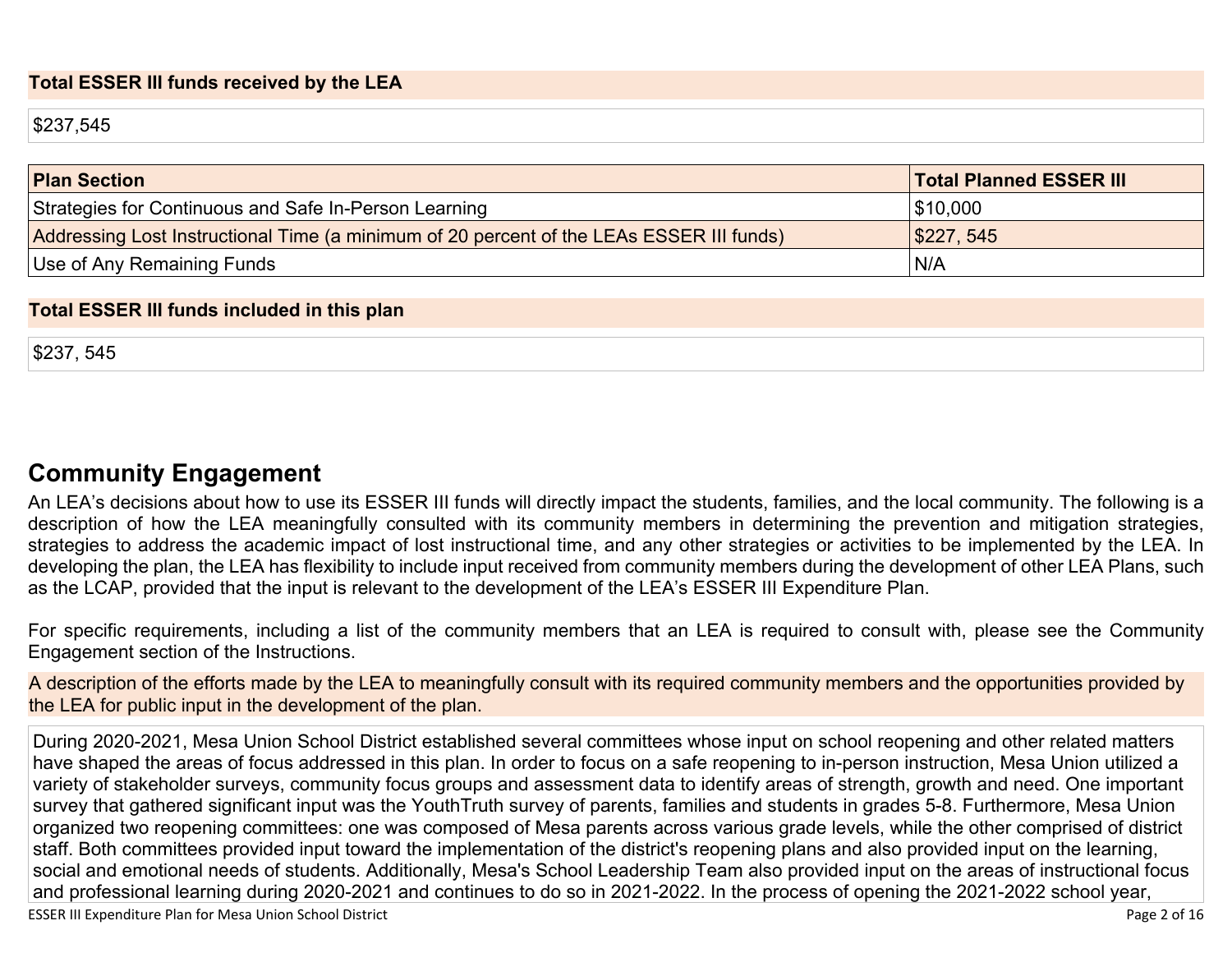**Total ESSER III funds received by the LEA**

$237,545

| Plan Section | Total Planned ESSER III |
| --- | --- |
| Strategies for Continuous and Safe In-Person Learning | $10,000 |
| Addressing Lost Instructional Time (a minimum of 20 percent of the LEAs ESSER III funds) | $227, 545 |
| Use of Any Remaining Funds | N/A |

**Total ESSER III funds included in this plan**

$237, 545

## Community Engagement

An LEA's decisions about how to use its ESSER III funds will directly impact the students, families, and the local community. The following is a description of how the LEA meaningfully consulted with its community members in determining the prevention and mitigation strategies, strategies to address the academic impact of lost instructional time, and any other strategies or activities to be implemented by the LEA. In developing the plan, the LEA has flexibility to include input received from community members during the development of other LEA Plans, such as the LCAP, provided that the input is relevant to the development of the LEA's ESSER III Expenditure Plan.

For specific requirements, including a list of the community members that an LEA is required to consult with, please see the Community Engagement section of the Instructions.

A description of the efforts made by the LEA to meaningfully consult with its required community members and the opportunities provided by the LEA for public input in the development of the plan.

During 2020-2021, Mesa Union School District established several committees whose input on school reopening and other related matters have shaped the areas of focus addressed in this plan. In order to focus on a safe reopening to in-person instruction, Mesa Union utilized a variety of stakeholder surveys, community focus groups and assessment data to identify areas of strength, growth and need. One important survey that gathered significant input was the YouthTruth survey of parents, families and students in grades 5-8. Furthermore, Mesa Union organized two reopening committees: one was composed of Mesa parents across various grade levels, while the other comprised of district staff. Both committees provided input toward the implementation of the district's reopening plans and also provided input on the learning, social and emotional needs of students. Additionally, Mesa's School Leadership Team also provided input on the areas of instructional focus and professional learning during 2020-2021 and continues to do so in 2021-2022. In the process of opening the 2021-2022 school year,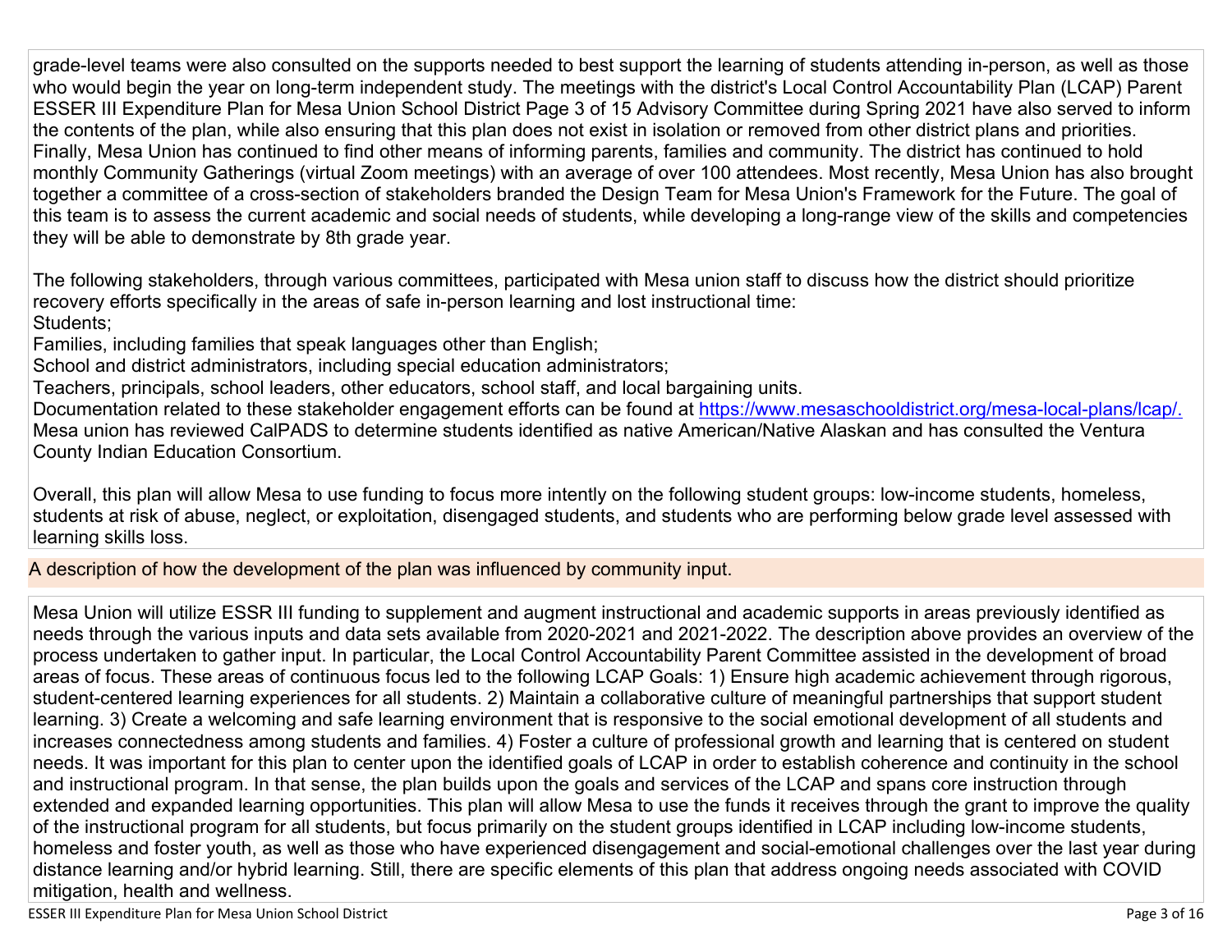grade-level teams were also consulted on the supports needed to best support the learning of students attending in-person, as well as those who would begin the year on long-term independent study. The meetings with the district's Local Control Accountability Plan (LCAP) Parent ESSER III Expenditure Plan for Mesa Union School District Page 3 of 15 Advisory Committee during Spring 2021 have also served to inform the contents of the plan, while also ensuring that this plan does not exist in isolation or removed from other district plans and priorities. Finally, Mesa Union has continued to find other means of informing parents, families and community. The district has continued to hold monthly Community Gatherings (virtual Zoom meetings) with an average of over 100 attendees. Most recently, Mesa Union has also brought together a committee of a cross-section of stakeholders branded the Design Team for Mesa Union's Framework for the Future. The goal of this team is to assess the current academic and social needs of students, while developing a long-range view of the skills and competencies they will be able to demonstrate by 8th grade year.

The following stakeholders, through various committees, participated with Mesa union staff to discuss how the district should prioritize recovery efforts specifically in the areas of safe in-person learning and lost instructional time:
Students;
Families, including families that speak languages other than English;
School and district administrators, including special education administrators;
Teachers, principals, school leaders, other educators, school staff, and local bargaining units.
Documentation related to these stakeholder engagement efforts can be found at [https://www.mesaschooldistrict.org/mesa-local-plans/lcap/.](https://www.mesaschooldistrict.org/mesa-local-plans/lcap/)
Mesa union has reviewed CalPADS to determine students identified as native American/Native Alaskan and has consulted the Ventura County Indian Education Consortium.

Overall, this plan will allow Mesa to use funding to focus more intently on the following student groups: low-income students, homeless, students at risk of abuse, neglect, or exploitation, disengaged students, and students who are performing below grade level assessed with learning skills loss.

## A description of how the development of the plan was influenced by community input.

Mesa Union will utilize ESSR III funding to supplement and augment instructional and academic supports in areas previously identified as needs through the various inputs and data sets available from 2020-2021 and 2021-2022. The description above provides an overview of the process undertaken to gather input. In particular, the Local Control Accountability Parent Committee assisted in the development of broad areas of focus. These areas of continuous focus led to the following LCAP Goals: 1) Ensure high academic achievement through rigorous, student-centered learning experiences for all students. 2) Maintain a collaborative culture of meaningful partnerships that support student learning. 3) Create a welcoming and safe learning environment that is responsive to the social emotional development of all students and increases connectedness among students and families. 4) Foster a culture of professional growth and learning that is centered on student needs. It was important for this plan to center upon the identified goals of LCAP in order to establish coherence and continuity in the school and instructional program. In that sense, the plan builds upon the goals and services of the LCAP and spans core instruction through extended and expanded learning opportunities. This plan will allow Mesa to use the funds it receives through the grant to improve the quality of the instructional program for all students, but focus primarily on the student groups identified in LCAP including low-income students, homeless and foster youth, as well as those who have experienced disengagement and social-emotional challenges over the last year during distance learning and/or hybrid learning. Still, there are specific elements of this plan that address ongoing needs associated with COVID mitigation, health and wellness.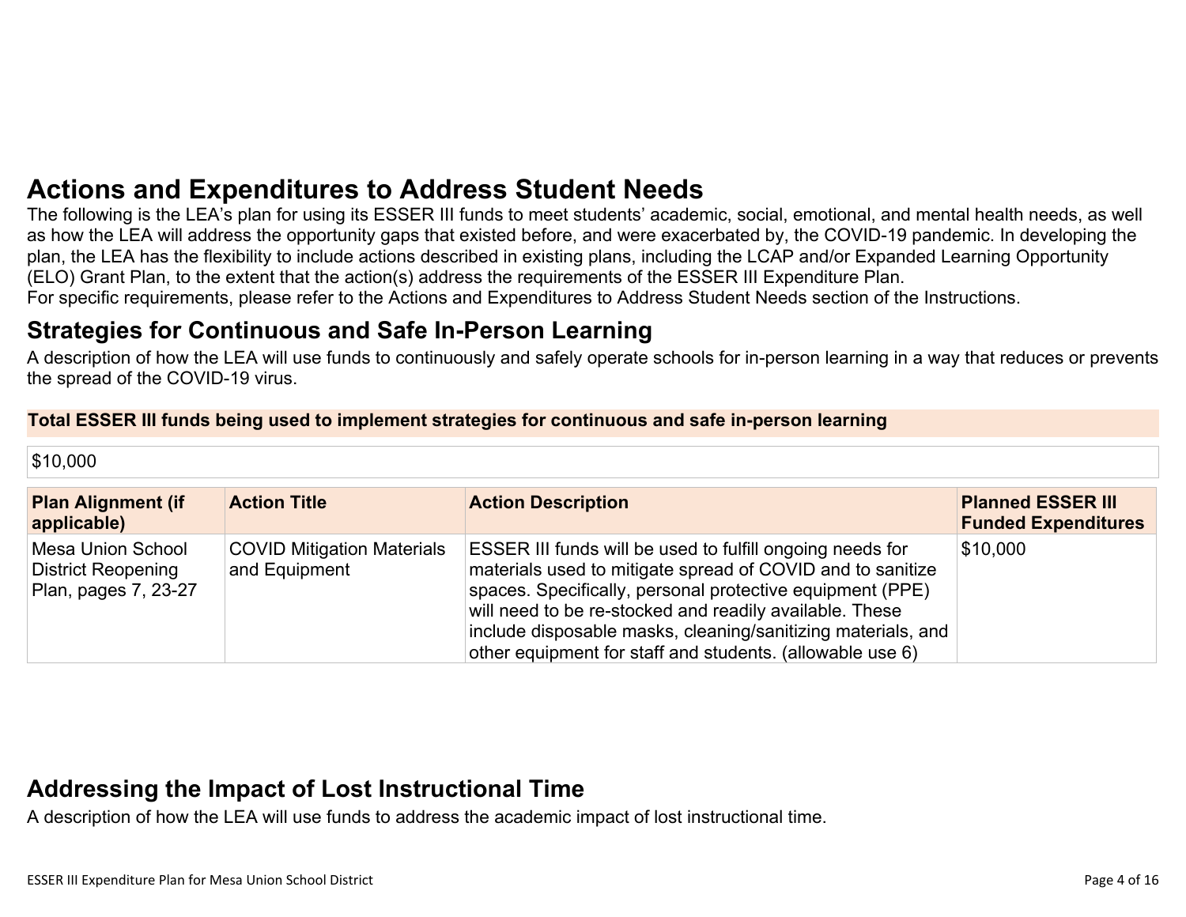# Actions and Expenditures to Address Student Needs

The following is the LEA's plan for using its ESSER III funds to meet students' academic, social, emotional, and mental health needs, as well as how the LEA will address the opportunity gaps that existed before, and were exacerbated by, the COVID-19 pandemic. In developing the plan, the LEA has the flexibility to include actions described in existing plans, including the LCAP and/or Expanded Learning Opportunity (ELO) Grant Plan, to the extent that the action(s) address the requirements of the ESSER III Expenditure Plan.
For specific requirements, please refer to the Actions and Expenditures to Address Student Needs section of the Instructions.

## Strategies for Continuous and Safe In-Person Learning

A description of how the LEA will use funds to continuously and safely operate schools for in-person learning in a way that reduces or prevents the spread of the COVID-19 virus.

| Total ESSER III funds being used to implement strategies for continuous and safe in-person learning |
|---|
| $10,000 |

| Plan Alignment (if applicable) | Action Title | Action Description | Planned ESSER III Funded Expenditures |
|---|---|---|---|
| Mesa Union School District Reopening Plan, pages 7, 23-27 | COVID Mitigation Materials and Equipment | ESSER III funds will be used to fulfill ongoing needs for materials used to mitigate spread of COVID and to sanitize spaces. Specifically, personal protective equipment (PPE) will need to be re-stocked and readily available. These include disposable masks, cleaning/sanitizing materials, and other equipment for staff and students. (allowable use 6) | $10,000 |

## Addressing the Impact of Lost Instructional Time

A description of how the LEA will use funds to address the academic impact of lost instructional time.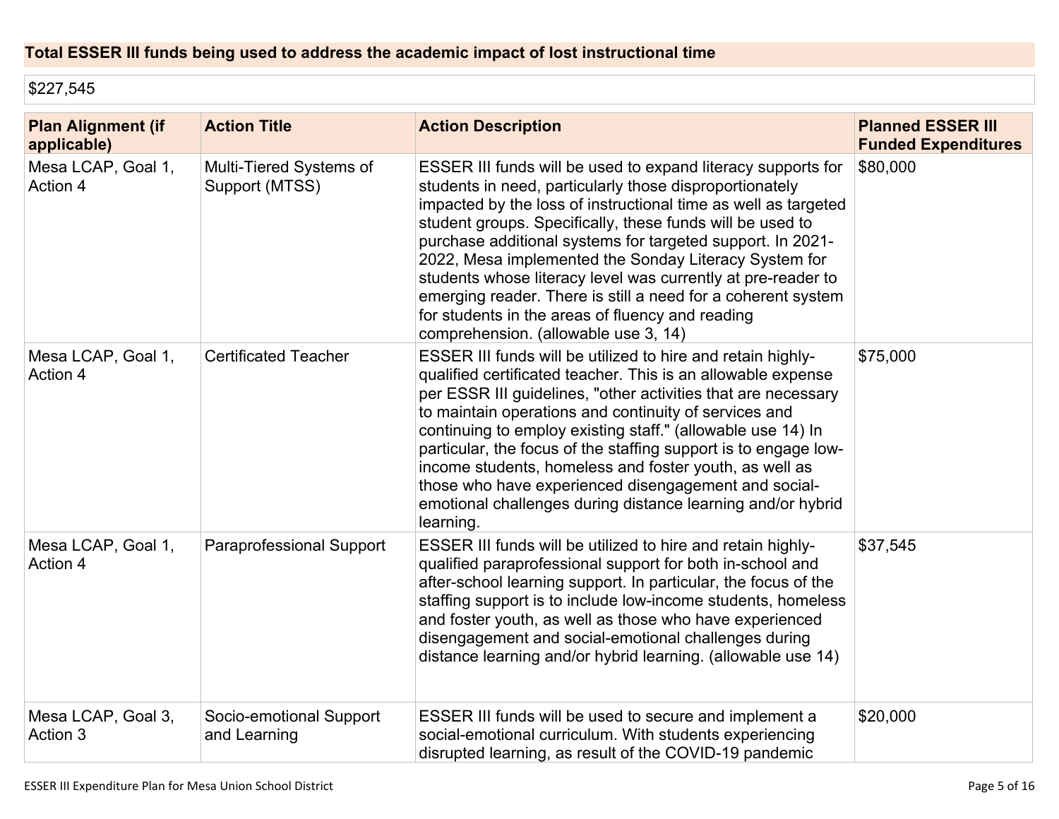**Total ESSER III funds being used to address the academic impact of lost instructional time**

$227,545

| Plan Alignment (if applicable) | Action Title | Action Description | Planned ESSER III Funded Expenditures |
|---|---|---|---|
| Mesa LCAP, Goal 1, Action 4 | Multi-Tiered Systems of Support (MTSS) | ESSER III funds will be used to expand literacy supports for students in need, particularly those disproportionately impacted by the loss of instructional time as well as targeted student groups. Specifically, these funds will be used to purchase additional systems for targeted support. In 2021-2022, Mesa implemented the Sonday Literacy System for students whose literacy level was currently at pre-reader to emerging reader. There is still a need for a coherent system for students in the areas of fluency and reading comprehension. (allowable use 3, 14) | $80,000 |
| Mesa LCAP, Goal 1, Action 4 | Certificated Teacher | ESSER III funds will be utilized to hire and retain highly-qualified certificated teacher. This is an allowable expense per ESSR III guidelines, "other activities that are necessary to maintain operations and continuity of services and continuing to employ existing staff." (allowable use 14) In particular, the focus of the staffing support is to engage low-income students, homeless and foster youth, as well as those who have experienced disengagement and social-emotional challenges during distance learning and/or hybrid learning. | $75,000 |
| Mesa LCAP, Goal 1, Action 4 | Paraprofessional Support | ESSER III funds will be utilized to hire and retain highly-qualified paraprofessional support for both in-school and after-school learning support. In particular, the focus of the staffing support is to include low-income students, homeless and foster youth, as well as those who have experienced disengagement and social-emotional challenges during distance learning and/or hybrid learning. (allowable use 14) | $37,545 |
| Mesa LCAP, Goal 3, Action 3 | Socio-emotional Support and Learning | ESSER III funds will be used to secure and implement a social-emotional curriculum. With students experiencing disrupted learning, as result of the COVID-19 pandemic | $20,000 |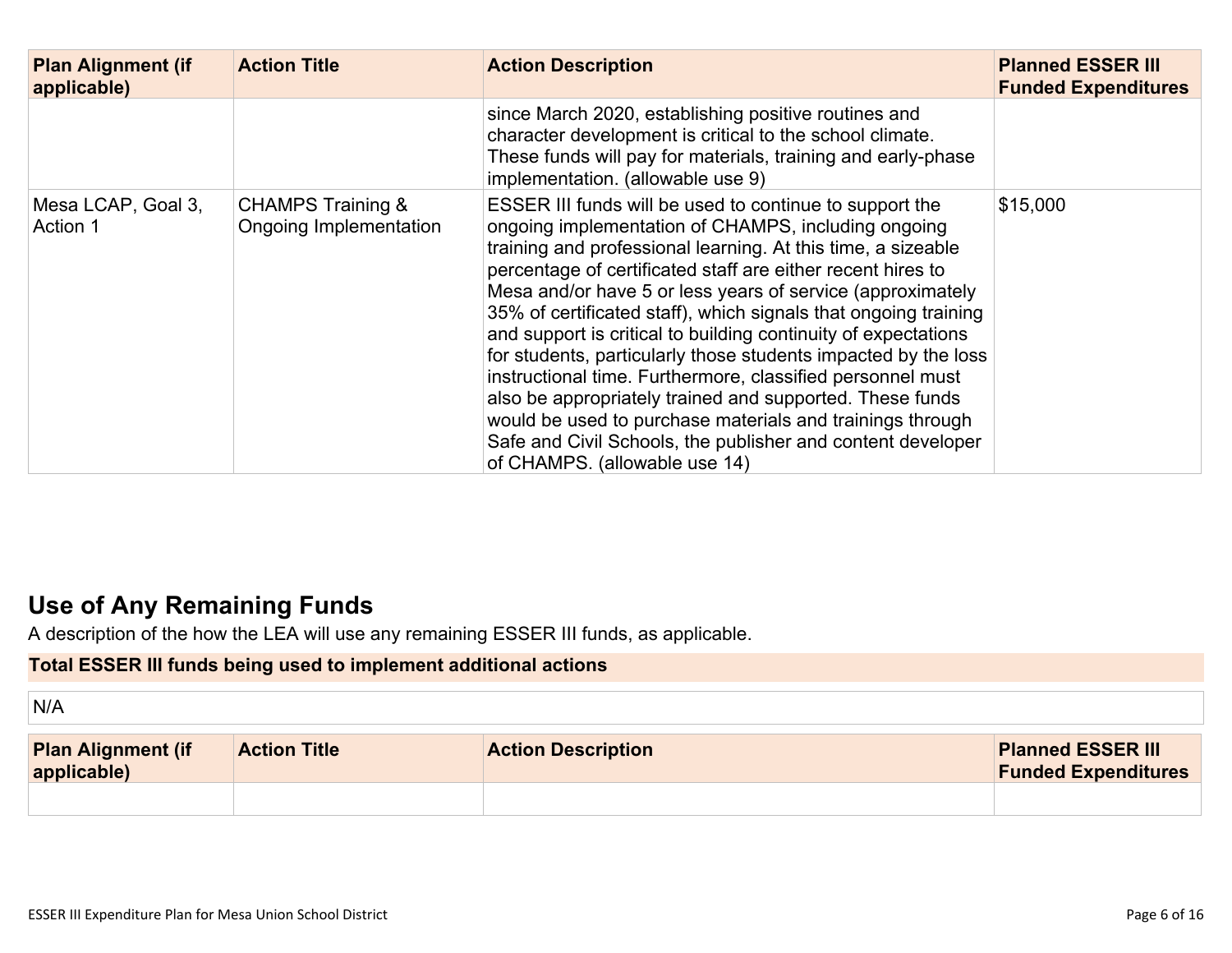| Plan Alignment (if applicable) | Action Title | Action Description | Planned ESSER III Funded Expenditures |
|---|---|---|---|
| | | since March 2020, establishing positive routines and character development is critical to the school climate. These funds will pay for materials, training and early-phase implementation. (allowable use 9) | |
| Mesa LCAP, Goal 3, Action 1 | CHAMPS Training & Ongoing Implementation | ESSER III funds will be used to continue to support the ongoing implementation of CHAMPS, including ongoing training and professional learning. At this time, a sizeable percentage of certificated staff are either recent hires to Mesa and/or have 5 or less years of service (approximately 35% of certificated staff), which signals that ongoing training and support is critical to building continuity of expectations for students, particularly those students impacted by the loss instructional time. Furthermore, classified personnel must also be appropriately trained and supported. These funds would be used to purchase materials and trainings through Safe and Civil Schools, the publisher and content developer of CHAMPS. (allowable use 14) | $15,000 |

## Use of Any Remaining Funds

A description of the how the LEA will use any remaining ESSER III funds, as applicable.

**Total ESSER III funds being used to implement additional actions**

N/A

| Plan Alignment (if applicable) | Action Title | Action Description | Planned ESSER III Funded Expenditures |
|---|---|---|---|
| | | | |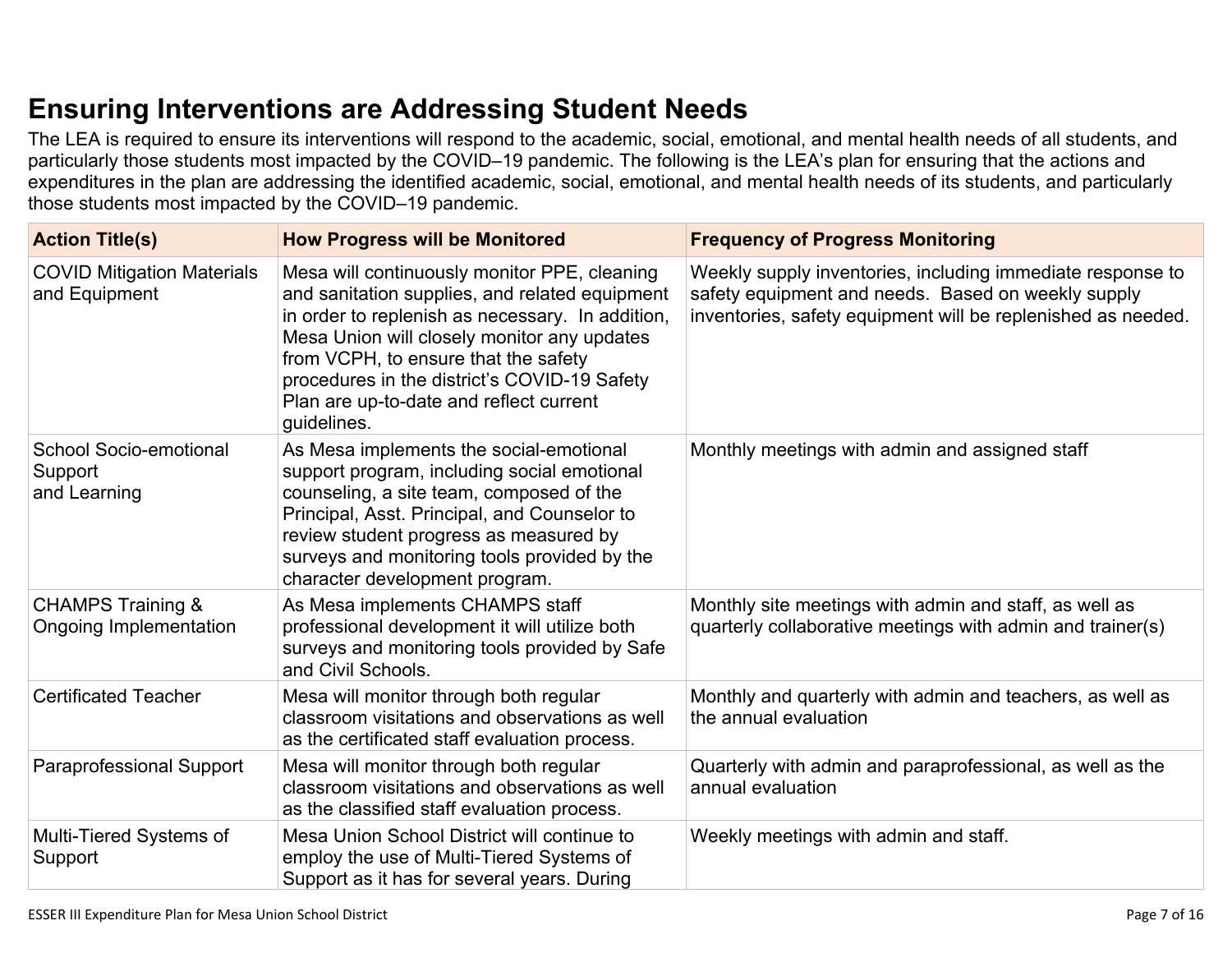## Ensuring Interventions are Addressing Student Needs

The LEA is required to ensure its interventions will respond to the academic, social, emotional, and mental health needs of all students, and particularly those students most impacted by the COVID–19 pandemic. The following is the LEA's plan for ensuring that the actions and expenditures in the plan are addressing the identified academic, social, emotional, and mental health needs of its students, and particularly those students most impacted by the COVID–19 pandemic.

| Action Title(s) | How Progress will be Monitored | Frequency of Progress Monitoring |
| --- | --- | --- |
| COVID Mitigation Materials and Equipment | Mesa will continuously monitor PPE, cleaning and sanitation supplies, and related equipment in order to replenish as necessary. In addition, Mesa Union will closely monitor any updates from VCPH, to ensure that the safety procedures in the district's COVID-19 Safety Plan are up-to-date and reflect current guidelines. | Weekly supply inventories, including immediate response to safety equipment and needs. Based on weekly supply inventories, safety equipment will be replenished as needed. |
| School Socio-emotional Support and Learning | As Mesa implements the social-emotional support program, including social emotional counseling, a site team, composed of the Principal, Asst. Principal, and Counselor to review student progress as measured by surveys and monitoring tools provided by the character development program. | Monthly meetings with admin and assigned staff |
| CHAMPS Training & Ongoing Implementation | As Mesa implements CHAMPS staff professional development it will utilize both surveys and monitoring tools provided by Safe and Civil Schools. | Monthly site meetings with admin and staff, as well as quarterly collaborative meetings with admin and trainer(s) |
| Certificated Teacher | Mesa will monitor through both regular classroom visitations and observations as well as the certificated staff evaluation process. | Monthly and quarterly with admin and teachers, as well as the annual evaluation |
| Paraprofessional Support | Mesa will monitor through both regular classroom visitations and observations as well as the classified staff evaluation process. | Quarterly with admin and paraprofessional, as well as the annual evaluation |
| Multi-Tiered Systems of Support | Mesa Union School District will continue to employ the use of Multi-Tiered Systems of Support as it has for several years. During | Weekly meetings with admin and staff. |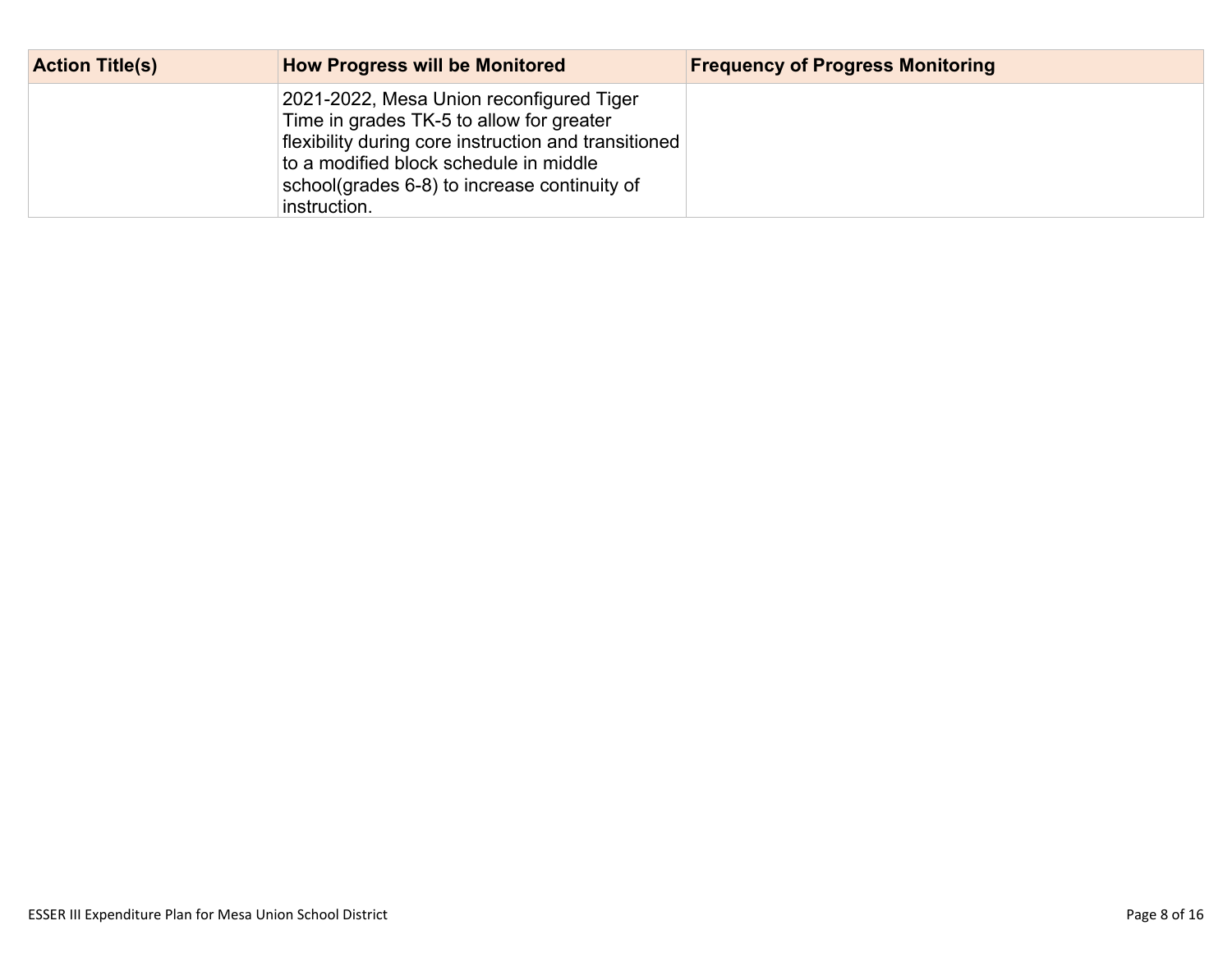| Action Title(s) | How Progress will be Monitored | Frequency of Progress Monitoring |
|---|---|---|
| | 2021-2022, Mesa Union reconfigured Tiger Time in grades TK-5 to allow for greater flexibility during core instruction and transitioned to a modified block schedule in middle school(grades 6-8) to increase continuity of instruction. | |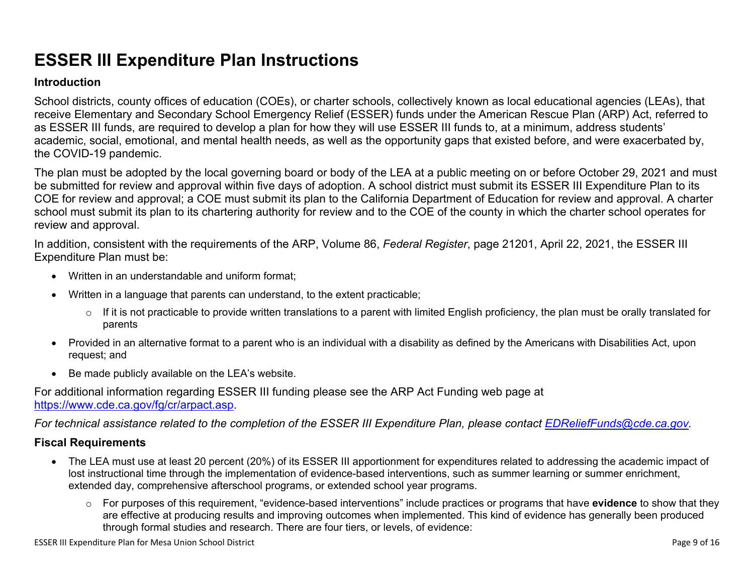# ESSER III Expenditure Plan Instructions

### Introduction

School districts, county offices of education (COEs), or charter schools, collectively known as local educational agencies (LEAs), that receive Elementary and Secondary School Emergency Relief (ESSER) funds under the American Rescue Plan (ARP) Act, referred to as ESSER III funds, are required to develop a plan for how they will use ESSER III funds to, at a minimum, address students' academic, social, emotional, and mental health needs, as well as the opportunity gaps that existed before, and were exacerbated by, the COVID-19 pandemic.

The plan must be adopted by the local governing board or body of the LEA at a public meeting on or before October 29, 2021 and must be submitted for review and approval within five days of adoption. A school district must submit its ESSER III Expenditure Plan to its COE for review and approval; a COE must submit its plan to the California Department of Education for review and approval. A charter school must submit its plan to its chartering authority for review and to the COE of the county in which the charter school operates for review and approval.

In addition, consistent with the requirements of the ARP, Volume 86, *Federal Register*, page 21201, April 22, 2021, the ESSER III Expenditure Plan must be:

- Written in an understandable and uniform format;
- Written in a language that parents can understand, to the extent practicable;
  - If it is not practicable to provide written translations to a parent with limited English proficiency, the plan must be orally translated for parents
- Provided in an alternative format to a parent who is an individual with a disability as defined by the Americans with Disabilities Act, upon request; and
- Be made publicly available on the LEA's website.

For additional information regarding ESSER III funding please see the ARP Act Funding web page at [https://www.cde.ca.gov/fg/cr/arpact.asp](https://www.cde.ca.gov/fg/cr/arpact.asp).

*For technical assistance related to the completion of the ESSER III Expenditure Plan, please contact [EDReliefFunds@cde.ca.gov](mailto:EDReliefFunds@cde.ca.gov).*

### Fiscal Requirements

- The LEA must use at least 20 percent (20%) of its ESSER III apportionment for expenditures related to addressing the academic impact of lost instructional time through the implementation of evidence-based interventions, such as summer learning or summer enrichment, extended day, comprehensive afterschool programs, or extended school year programs.
  - For purposes of this requirement, "evidence-based interventions" include practices or programs that have **evidence** to show that they are effective at producing results and improving outcomes when implemented. This kind of evidence has generally been produced through formal studies and research. There are four tiers, or levels, of evidence: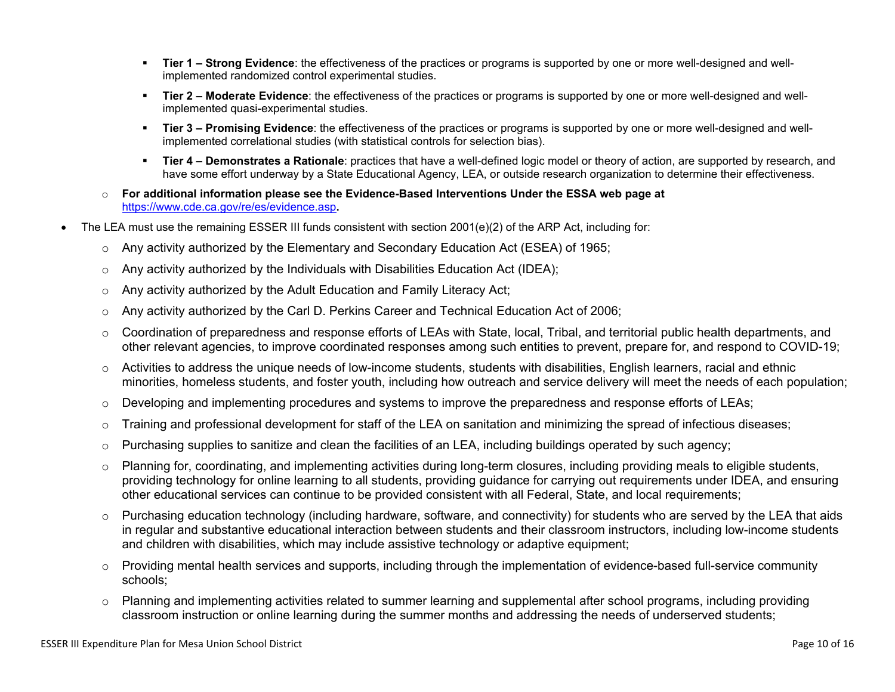- **Tier 1 – Strong Evidence**: the effectiveness of the practices or programs is supported by one or more well-designed and well-implemented randomized control experimental studies.
    - **Tier 2 – Moderate Evidence**: the effectiveness of the practices or programs is supported by one or more well-designed and well-implemented quasi-experimental studies.
    - **Tier 3 – Promising Evidence**: the effectiveness of the practices or programs is supported by one or more well-designed and well-implemented correlational studies (with statistical controls for selection bias).
    - **Tier 4 – Demonstrates a Rationale**: practices that have a well-defined logic model or theory of action, are supported by research, and have some effort underway by a State Educational Agency, LEA, or outside research organization to determine their effectiveness.
  - **For additional information please see the Evidence-Based Interventions Under the ESSA web page at** [https://www.cde.ca.gov/re/es/evidence.asp](https://www.cde.ca.gov/re/es/evidence.asp)**.**
- The LEA must use the remaining ESSER III funds consistent with section 2001(e)(2) of the ARP Act, including for:
  - Any activity authorized by the Elementary and Secondary Education Act (ESEA) of 1965;
  - Any activity authorized by the Individuals with Disabilities Education Act (IDEA);
  - Any activity authorized by the Adult Education and Family Literacy Act;
  - Any activity authorized by the Carl D. Perkins Career and Technical Education Act of 2006;
  - Coordination of preparedness and response efforts of LEAs with State, local, Tribal, and territorial public health departments, and other relevant agencies, to improve coordinated responses among such entities to prevent, prepare for, and respond to COVID-19;
  - Activities to address the unique needs of low-income students, students with disabilities, English learners, racial and ethnic minorities, homeless students, and foster youth, including how outreach and service delivery will meet the needs of each population;
  - Developing and implementing procedures and systems to improve the preparedness and response efforts of LEAs;
  - Training and professional development for staff of the LEA on sanitation and minimizing the spread of infectious diseases;
  - Purchasing supplies to sanitize and clean the facilities of an LEA, including buildings operated by such agency;
  - Planning for, coordinating, and implementing activities during long-term closures, including providing meals to eligible students, providing technology for online learning to all students, providing guidance for carrying out requirements under IDEA, and ensuring other educational services can continue to be provided consistent with all Federal, State, and local requirements;
  - Purchasing education technology (including hardware, software, and connectivity) for students who are served by the LEA that aids in regular and substantive educational interaction between students and their classroom instructors, including low-income students and children with disabilities, which may include assistive technology or adaptive equipment;
  - Providing mental health services and supports, including through the implementation of evidence-based full-service community schools;
  - Planning and implementing activities related to summer learning and supplemental after school programs, including providing classroom instruction or online learning during the summer months and addressing the needs of underserved students;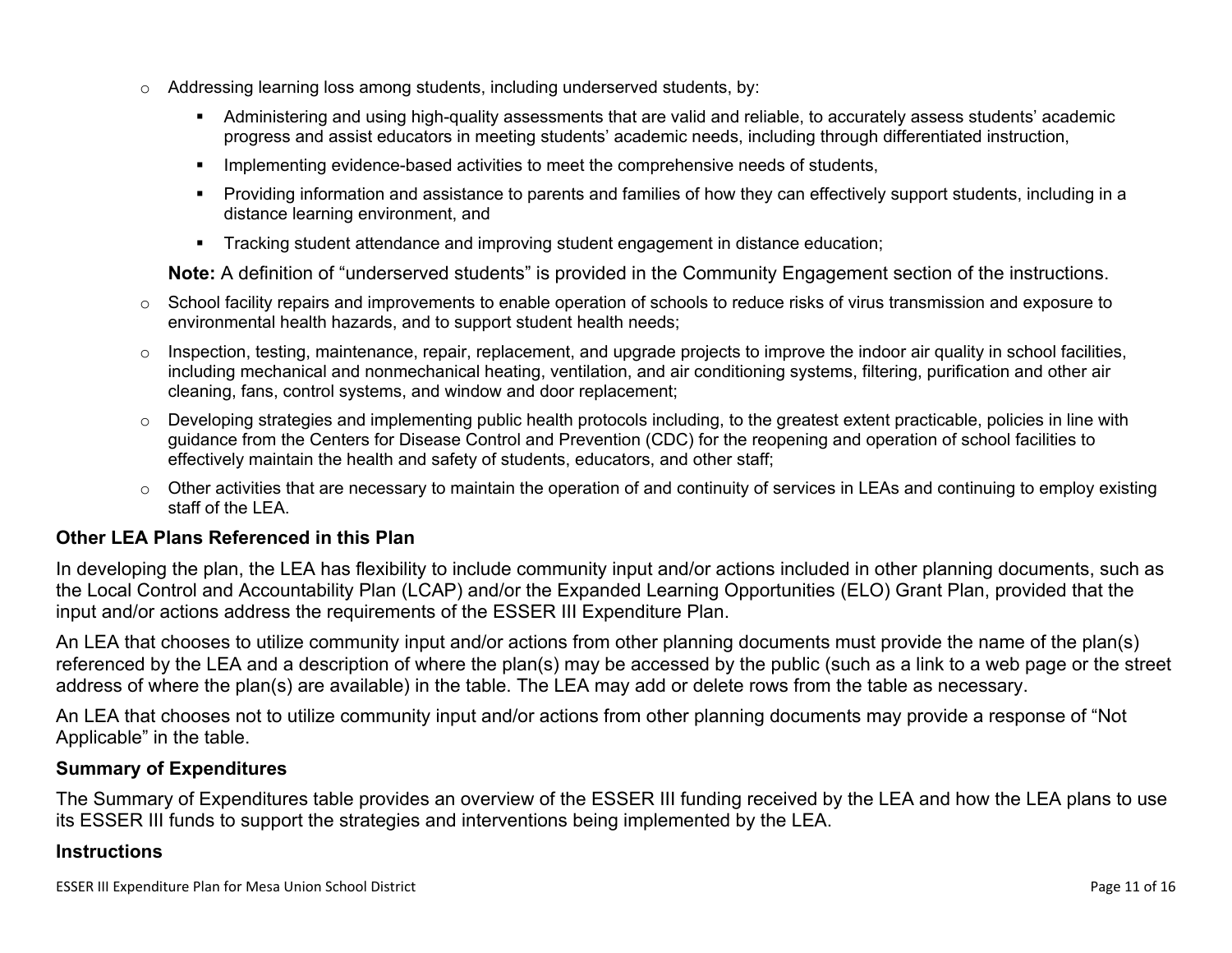- Addressing learning loss among students, including underserved students, by:
  - Administering and using high-quality assessments that are valid and reliable, to accurately assess students' academic progress and assist educators in meeting students' academic needs, including through differentiated instruction,
  - Implementing evidence-based activities to meet the comprehensive needs of students,
  - Providing information and assistance to parents and families of how they can effectively support students, including in a distance learning environment, and
  - Tracking student attendance and improving student engagement in distance education;

  **Note:** A definition of "underserved students" is provided in the Community Engagement section of the instructions.
- School facility repairs and improvements to enable operation of schools to reduce risks of virus transmission and exposure to environmental health hazards, and to support student health needs;
- Inspection, testing, maintenance, repair, replacement, and upgrade projects to improve the indoor air quality in school facilities, including mechanical and nonmechanical heating, ventilation, and air conditioning systems, filtering, purification and other air cleaning, fans, control systems, and window and door replacement;
- Developing strategies and implementing public health protocols including, to the greatest extent practicable, policies in line with guidance from the Centers for Disease Control and Prevention (CDC) for the reopening and operation of school facilities to effectively maintain the health and safety of students, educators, and other staff;
- Other activities that are necessary to maintain the operation of and continuity of services in LEAs and continuing to employ existing staff of the LEA.

### Other LEA Plans Referenced in this Plan

In developing the plan, the LEA has flexibility to include community input and/or actions included in other planning documents, such as the Local Control and Accountability Plan (LCAP) and/or the Expanded Learning Opportunities (ELO) Grant Plan, provided that the input and/or actions address the requirements of the ESSER III Expenditure Plan.

An LEA that chooses to utilize community input and/or actions from other planning documents must provide the name of the plan(s) referenced by the LEA and a description of where the plan(s) may be accessed by the public (such as a link to a web page or the street address of where the plan(s) are available) in the table. The LEA may add or delete rows from the table as necessary.

An LEA that chooses not to utilize community input and/or actions from other planning documents may provide a response of "Not Applicable" in the table.

### Summary of Expenditures

The Summary of Expenditures table provides an overview of the ESSER III funding received by the LEA and how the LEA plans to use its ESSER III funds to support the strategies and interventions being implemented by the LEA.

### Instructions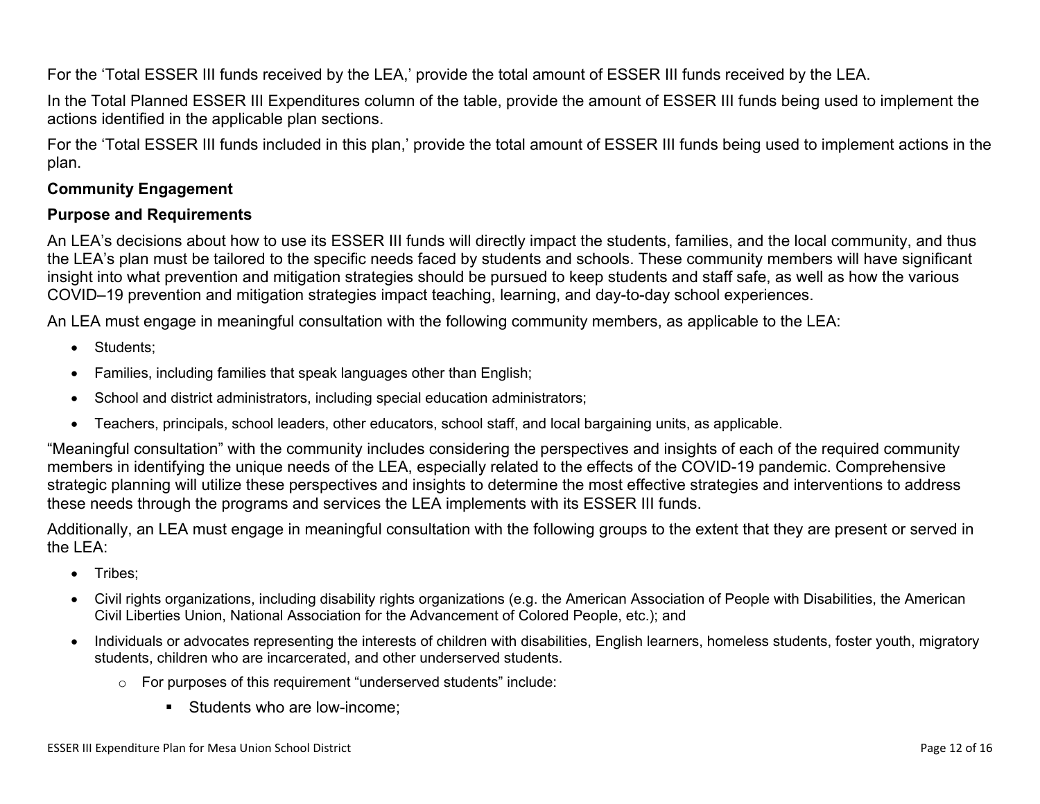For the 'Total ESSER III funds received by the LEA,' provide the total amount of ESSER III funds received by the LEA.

In the Total Planned ESSER III Expenditures column of the table, provide the amount of ESSER III funds being used to implement the actions identified in the applicable plan sections.

For the 'Total ESSER III funds included in this plan,' provide the total amount of ESSER III funds being used to implement actions in the plan.

**Community Engagement**

**Purpose and Requirements**

An LEA's decisions about how to use its ESSER III funds will directly impact the students, families, and the local community, and thus the LEA's plan must be tailored to the specific needs faced by students and schools. These community members will have significant insight into what prevention and mitigation strategies should be pursued to keep students and staff safe, as well as how the various COVID–19 prevention and mitigation strategies impact teaching, learning, and day-to-day school experiences.

An LEA must engage in meaningful consultation with the following community members, as applicable to the LEA:

- Students;
- Families, including families that speak languages other than English;
- School and district administrators, including special education administrators;
- Teachers, principals, school leaders, other educators, school staff, and local bargaining units, as applicable.

"Meaningful consultation" with the community includes considering the perspectives and insights of each of the required community members in identifying the unique needs of the LEA, especially related to the effects of the COVID-19 pandemic. Comprehensive strategic planning will utilize these perspectives and insights to determine the most effective strategies and interventions to address these needs through the programs and services the LEA implements with its ESSER III funds.

Additionally, an LEA must engage in meaningful consultation with the following groups to the extent that they are present or served in the LEA:

- Tribes;
- Civil rights organizations, including disability rights organizations (e.g. the American Association of People with Disabilities, the American Civil Liberties Union, National Association for the Advancement of Colored People, etc.); and
- Individuals or advocates representing the interests of children with disabilities, English learners, homeless students, foster youth, migratory students, children who are incarcerated, and other underserved students.
    - For purposes of this requirement "underserved students" include:
        - Students who are low-income;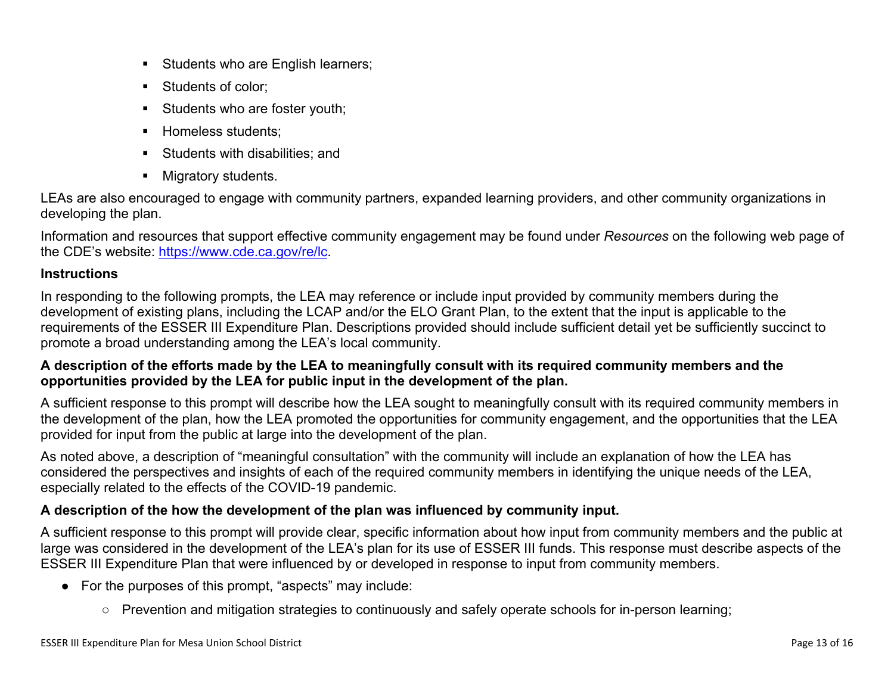- Students who are English learners;
- Students of color;
- Students who are foster youth;
- Homeless students;
- Students with disabilities; and
- Migratory students.

LEAs are also encouraged to engage with community partners, expanded learning providers, and other community organizations in developing the plan.

Information and resources that support effective community engagement may be found under *Resources* on the following web page of the CDE's website: [https://www.cde.ca.gov/re/lc](https://www.cde.ca.gov/re/lc).

**Instructions**

In responding to the following prompts, the LEA may reference or include input provided by community members during the development of existing plans, including the LCAP and/or the ELO Grant Plan, to the extent that the input is applicable to the requirements of the ESSER III Expenditure Plan. Descriptions provided should include sufficient detail yet be sufficiently succinct to promote a broad understanding among the LEA's local community.

**A description of the efforts made by the LEA to meaningfully consult with its required community members and the opportunities provided by the LEA for public input in the development of the plan.**

A sufficient response to this prompt will describe how the LEA sought to meaningfully consult with its required community members in the development of the plan, how the LEA promoted the opportunities for community engagement, and the opportunities that the LEA provided for input from the public at large into the development of the plan.

As noted above, a description of "meaningful consultation" with the community will include an explanation of how the LEA has considered the perspectives and insights of each of the required community members in identifying the unique needs of the LEA, especially related to the effects of the COVID-19 pandemic.

**A description of the how the development of the plan was influenced by community input.**

A sufficient response to this prompt will provide clear, specific information about how input from community members and the public at large was considered in the development of the LEA's plan for its use of ESSER III funds. This response must describe aspects of the ESSER III Expenditure Plan that were influenced by or developed in response to input from community members.

- For the purposes of this prompt, "aspects" may include:
  - Prevention and mitigation strategies to continuously and safely operate schools for in-person learning;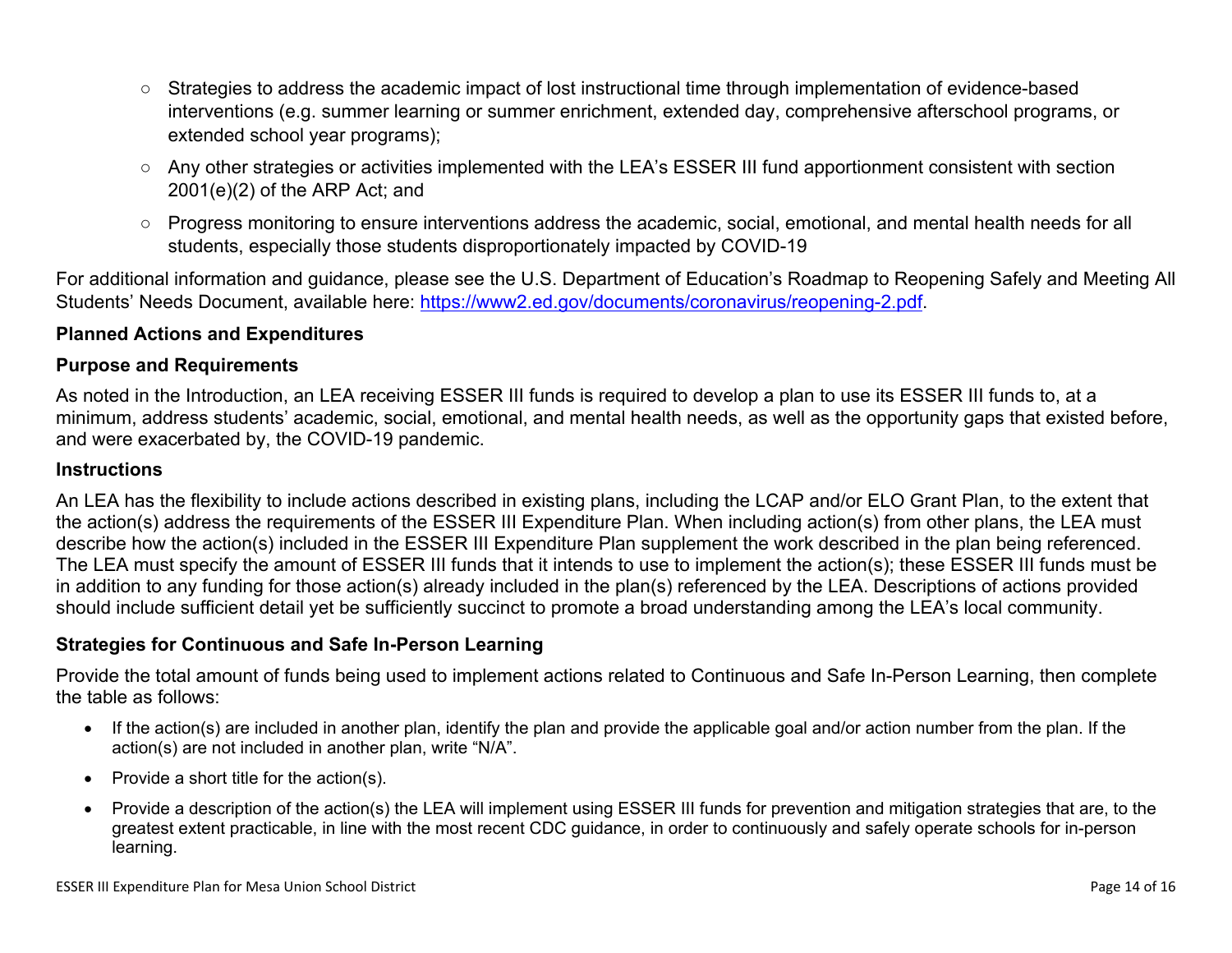- Strategies to address the academic impact of lost instructional time through implementation of evidence-based interventions (e.g. summer learning or summer enrichment, extended day, comprehensive afterschool programs, or extended school year programs);
- Any other strategies or activities implemented with the LEA's ESSER III fund apportionment consistent with section 2001(e)(2) of the ARP Act; and
- Progress monitoring to ensure interventions address the academic, social, emotional, and mental health needs for all students, especially those students disproportionately impacted by COVID-19

For additional information and guidance, please see the U.S. Department of Education's Roadmap to Reopening Safely and Meeting All Students' Needs Document, available here: [https://www2.ed.gov/documents/coronavirus/reopening-2.pdf](https://www2.ed.gov/documents/coronavirus/reopening-2.pdf).

**Planned Actions and Expenditures**

**Purpose and Requirements**

As noted in the Introduction, an LEA receiving ESSER III funds is required to develop a plan to use its ESSER III funds to, at a minimum, address students' academic, social, emotional, and mental health needs, as well as the opportunity gaps that existed before, and were exacerbated by, the COVID-19 pandemic.

**Instructions**

An LEA has the flexibility to include actions described in existing plans, including the LCAP and/or ELO Grant Plan, to the extent that the action(s) address the requirements of the ESSER III Expenditure Plan. When including action(s) from other plans, the LEA must describe how the action(s) included in the ESSER III Expenditure Plan supplement the work described in the plan being referenced. The LEA must specify the amount of ESSER III funds that it intends to use to implement the action(s); these ESSER III funds must be in addition to any funding for those action(s) already included in the plan(s) referenced by the LEA. Descriptions of actions provided should include sufficient detail yet be sufficiently succinct to promote a broad understanding among the LEA's local community.

**Strategies for Continuous and Safe In-Person Learning**

Provide the total amount of funds being used to implement actions related to Continuous and Safe In-Person Learning, then complete the table as follows:

- If the action(s) are included in another plan, identify the plan and provide the applicable goal and/or action number from the plan. If the action(s) are not included in another plan, write "N/A".
- Provide a short title for the action(s).
- Provide a description of the action(s) the LEA will implement using ESSER III funds for prevention and mitigation strategies that are, to the greatest extent practicable, in line with the most recent CDC guidance, in order to continuously and safely operate schools for in-person learning.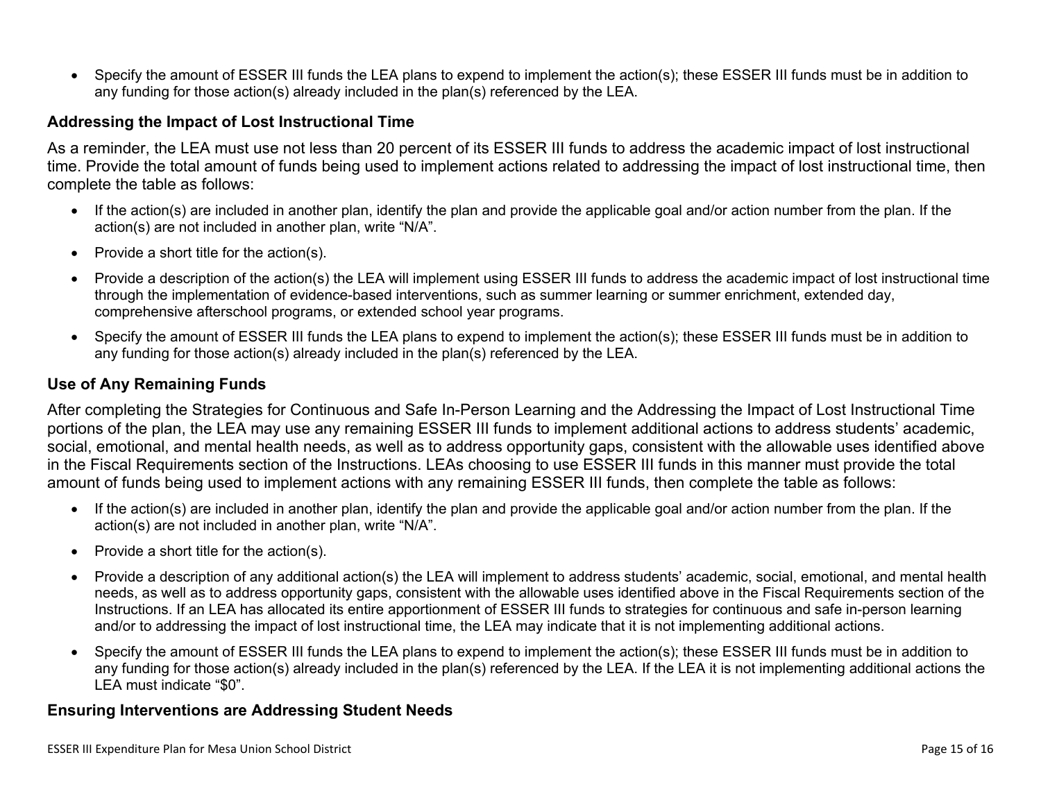- Specify the amount of ESSER III funds the LEA plans to expend to implement the action(s); these ESSER III funds must be in addition to any funding for those action(s) already included in the plan(s) referenced by the LEA.

### Addressing the Impact of Lost Instructional Time

As a reminder, the LEA must use not less than 20 percent of its ESSER III funds to address the academic impact of lost instructional time. Provide the total amount of funds being used to implement actions related to addressing the impact of lost instructional time, then complete the table as follows:

- If the action(s) are included in another plan, identify the plan and provide the applicable goal and/or action number from the plan. If the action(s) are not included in another plan, write “N/A”.
- Provide a short title for the action(s).
- Provide a description of the action(s) the LEA will implement using ESSER III funds to address the academic impact of lost instructional time through the implementation of evidence-based interventions, such as summer learning or summer enrichment, extended day, comprehensive afterschool programs, or extended school year programs.
- Specify the amount of ESSER III funds the LEA plans to expend to implement the action(s); these ESSER III funds must be in addition to any funding for those action(s) already included in the plan(s) referenced by the LEA.

### Use of Any Remaining Funds

After completing the Strategies for Continuous and Safe In-Person Learning and the Addressing the Impact of Lost Instructional Time portions of the plan, the LEA may use any remaining ESSER III funds to implement additional actions to address students’ academic, social, emotional, and mental health needs, as well as to address opportunity gaps, consistent with the allowable uses identified above in the Fiscal Requirements section of the Instructions. LEAs choosing to use ESSER III funds in this manner must provide the total amount of funds being used to implement actions with any remaining ESSER III funds, then complete the table as follows:

- If the action(s) are included in another plan, identify the plan and provide the applicable goal and/or action number from the plan. If the action(s) are not included in another plan, write “N/A”.
- Provide a short title for the action(s).
- Provide a description of any additional action(s) the LEA will implement to address students’ academic, social, emotional, and mental health needs, as well as to address opportunity gaps, consistent with the allowable uses identified above in the Fiscal Requirements section of the Instructions. If an LEA has allocated its entire apportionment of ESSER III funds to strategies for continuous and safe in-person learning and/or to addressing the impact of lost instructional time, the LEA may indicate that it is not implementing additional actions.
- Specify the amount of ESSER III funds the LEA plans to expend to implement the action(s); these ESSER III funds must be in addition to any funding for those action(s) already included in the plan(s) referenced by the LEA. If the LEA it is not implementing additional actions the LEA must indicate “$0”.

### Ensuring Interventions are Addressing Student Needs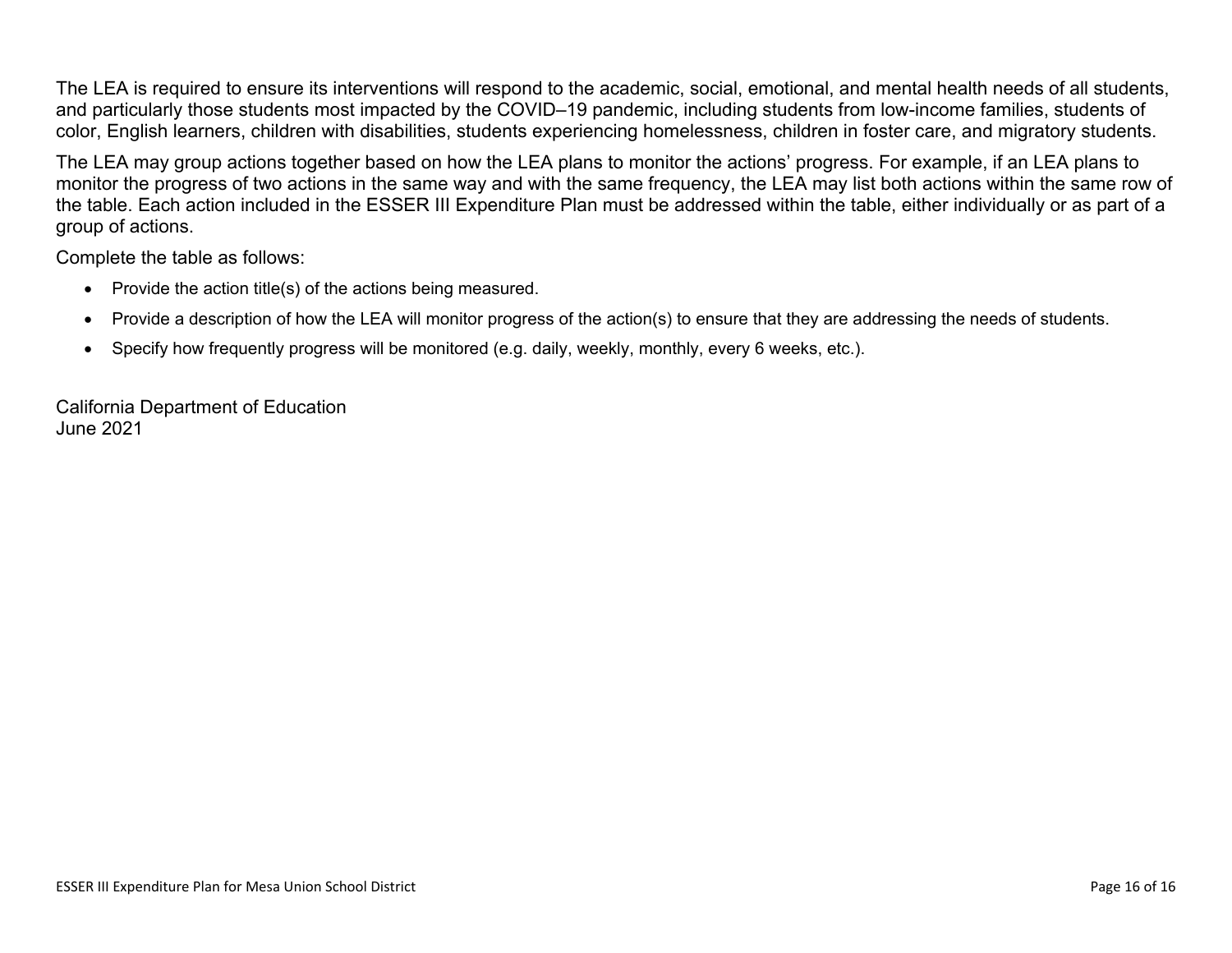The LEA is required to ensure its interventions will respond to the academic, social, emotional, and mental health needs of all students, and particularly those students most impacted by the COVID–19 pandemic, including students from low-income families, students of color, English learners, children with disabilities, students experiencing homelessness, children in foster care, and migratory students.

The LEA may group actions together based on how the LEA plans to monitor the actions' progress. For example, if an LEA plans to monitor the progress of two actions in the same way and with the same frequency, the LEA may list both actions within the same row of the table. Each action included in the ESSER III Expenditure Plan must be addressed within the table, either individually or as part of a group of actions.

Complete the table as follows:

- Provide the action title(s) of the actions being measured.
- Provide a description of how the LEA will monitor progress of the action(s) to ensure that they are addressing the needs of students.
- Specify how frequently progress will be monitored (e.g. daily, weekly, monthly, every 6 weeks, etc.).

California Department of Education
June 2021